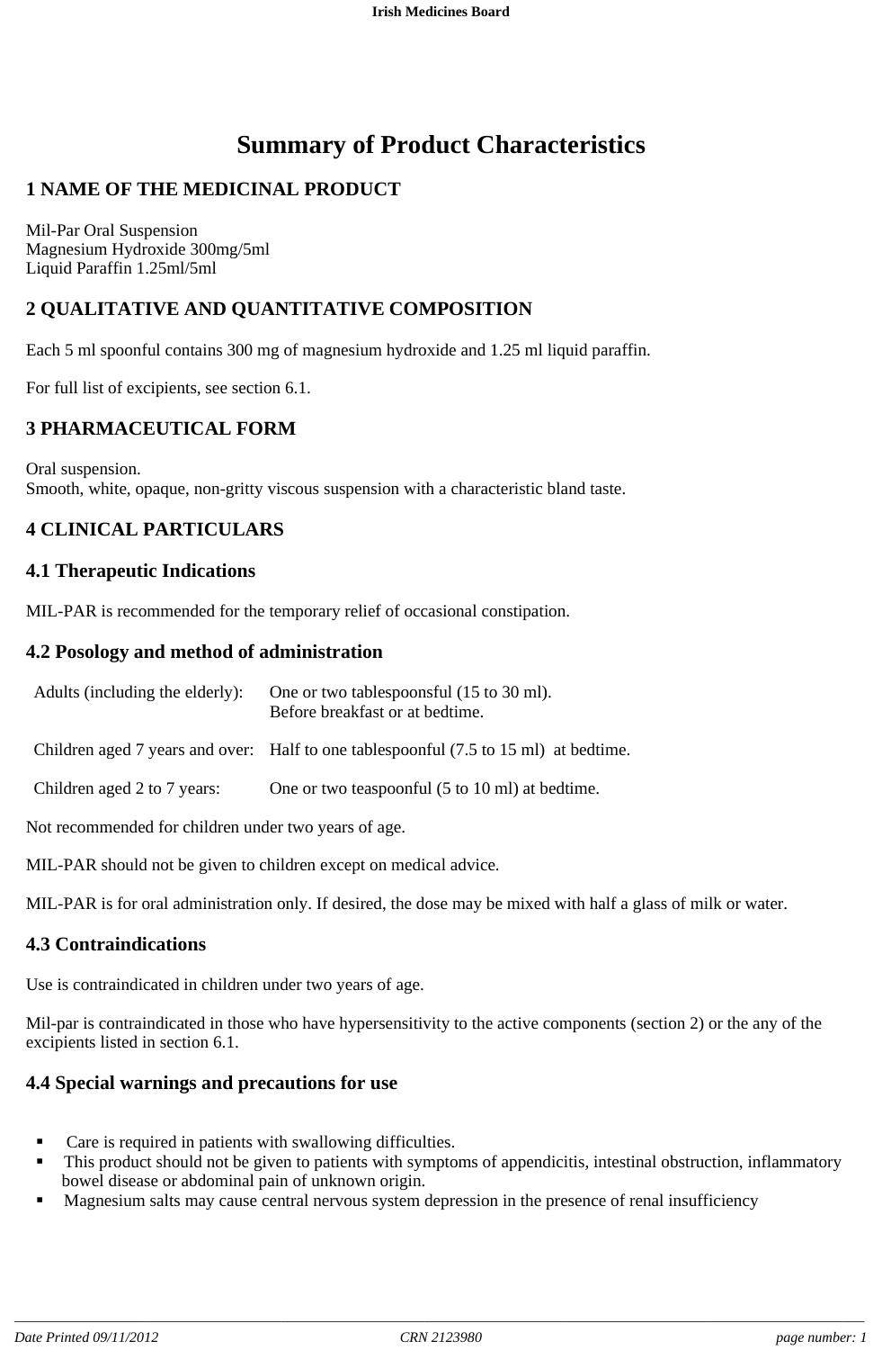# Summary of Product Characteristics

## 1 NAME OF THE MEDICINAL PRODUCT

Mil-Par Oral Suspension
Magnesium Hydroxide 300mg/5ml
Liquid Paraffin 1.25ml/5ml

## 2 QUALITATIVE AND QUANTITATIVE COMPOSITION

Each 5 ml spoonful contains 300 mg of magnesium hydroxide and 1.25 ml liquid paraffin.

For full list of excipients, see section 6.1.

## 3 PHARMACEUTICAL FORM

Oral suspension.
Smooth, white, opaque, non-gritty viscous suspension with a characteristic bland taste.

## 4 CLINICAL PARTICULARS

### 4.1 Therapeutic Indications

MIL-PAR is recommended for the temporary relief of occasional constipation.

### 4.2 Posology and method of administration

| | |
|---|---|
| Adults (including the elderly): | One or two tablespoonsful (15 to 30 ml). Before breakfast or at bedtime. |
| Children aged 7 years and over: | Half to one tablespoonful (7.5 to 15 ml) at bedtime. |
| Children aged 2 to 7 years: | One or two teaspoonful (5 to 10 ml) at bedtime. |

Not recommended for children under two years of age.

MIL-PAR should not be given to children except on medical advice.

MIL-PAR is for oral administration only. If desired, the dose may be mixed with half a glass of milk or water.

### 4.3 Contraindications

Use is contraindicated in children under two years of age.

Mil-par is contraindicated in those who have hypersensitivity to the active components (section 2) or the any of the excipients listed in section 6.1.

### 4.4 Special warnings and precautions for use

- Care is required in patients with swallowing difficulties.
- This product should not be given to patients with symptoms of appendicitis, intestinal obstruction, inflammatory bowel disease or abdominal pain of unknown origin.
- Magnesium salts may cause central nervous system depression in the presence of renal insufficiency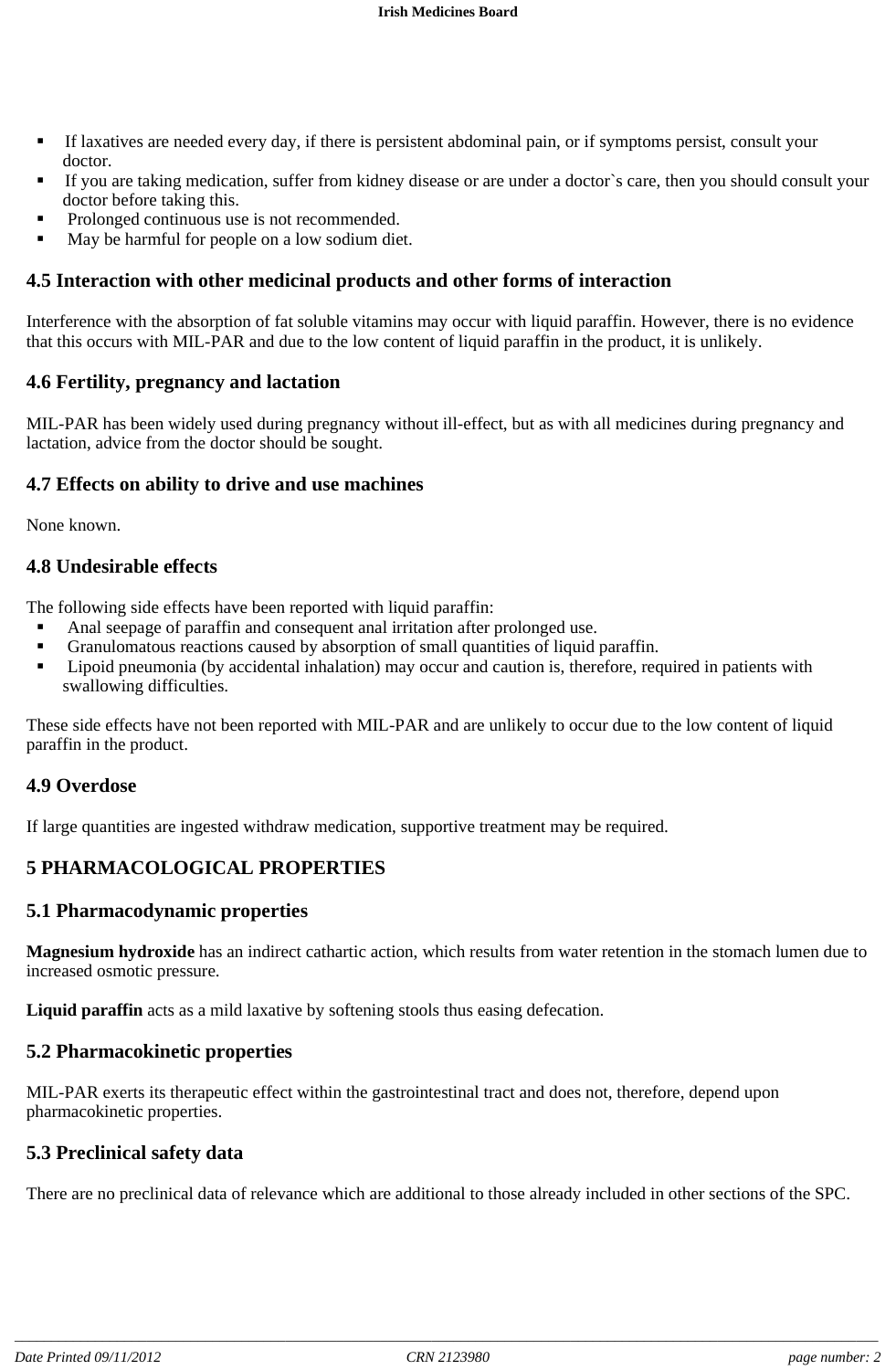- If laxatives are needed every day, if there is persistent abdominal pain, or if symptoms persist, consult your doctor.
- If you are taking medication, suffer from kidney disease or are under a doctor`s care, then you should consult your doctor before taking this.
- Prolonged continuous use is not recommended.
- May be harmful for people on a low sodium diet.

## 4.5 Interaction with other medicinal products and other forms of interaction

Interference with the absorption of fat soluble vitamins may occur with liquid paraffin. However, there is no evidence that this occurs with MIL-PAR and due to the low content of liquid paraffin in the product, it is unlikely.

## 4.6 Fertility, pregnancy and lactation

MIL-PAR has been widely used during pregnancy without ill-effect, but as with all medicines during pregnancy and lactation, advice from the doctor should be sought.

## 4.7 Effects on ability to drive and use machines

None known.

## 4.8 Undesirable effects

The following side effects have been reported with liquid paraffin:

- Anal seepage of paraffin and consequent anal irritation after prolonged use.
- Granulomatous reactions caused by absorption of small quantities of liquid paraffin.
- Lipoid pneumonia (by accidental inhalation) may occur and caution is, therefore, required in patients with swallowing difficulties.

These side effects have not been reported with MIL-PAR and are unlikely to occur due to the low content of liquid paraffin in the product.

## 4.9 Overdose

If large quantities are ingested withdraw medication, supportive treatment may be required.

# 5 PHARMACOLOGICAL PROPERTIES

## 5.1 Pharmacodynamic properties

**Magnesium hydroxide** has an indirect cathartic action, which results from water retention in the stomach lumen due to increased osmotic pressure.

**Liquid paraffin** acts as a mild laxative by softening stools thus easing defecation.

## 5.2 Pharmacokinetic properties

MIL-PAR exerts its therapeutic effect within the gastrointestinal tract and does not, therefore, depend upon pharmacokinetic properties.

## 5.3 Preclinical safety data

There are no preclinical data of relevance which are additional to those already included in other sections of the SPC.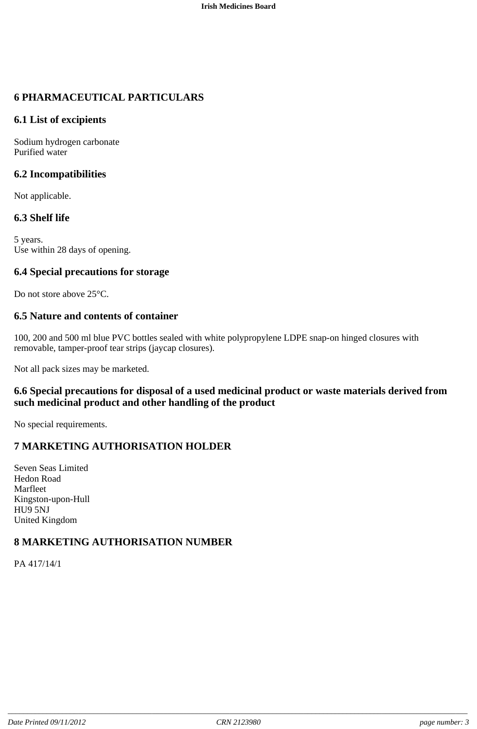## 6 PHARMACEUTICAL PARTICULARS

### 6.1 List of excipients

Sodium hydrogen carbonate
Purified water

### 6.2 Incompatibilities

Not applicable.

### 6.3 Shelf life

5 years.
Use within 28 days of opening.

### 6.4 Special precautions for storage

Do not store above 25°C.

### 6.5 Nature and contents of container

100, 200 and 500 ml blue PVC bottles sealed with white polypropylene LDPE snap-on hinged closures with removable, tamper-proof tear strips (jaycap closures).

Not all pack sizes may be marketed.

### 6.6 Special precautions for disposal of a used medicinal product or waste materials derived from such medicinal product and other handling of the product

No special requirements.

## 7 MARKETING AUTHORISATION HOLDER

Seven Seas Limited
Hedon Road
Marfleet
Kingston-upon-Hull
HU9 5NJ
United Kingdom

## 8 MARKETING AUTHORISATION NUMBER

PA 417/14/1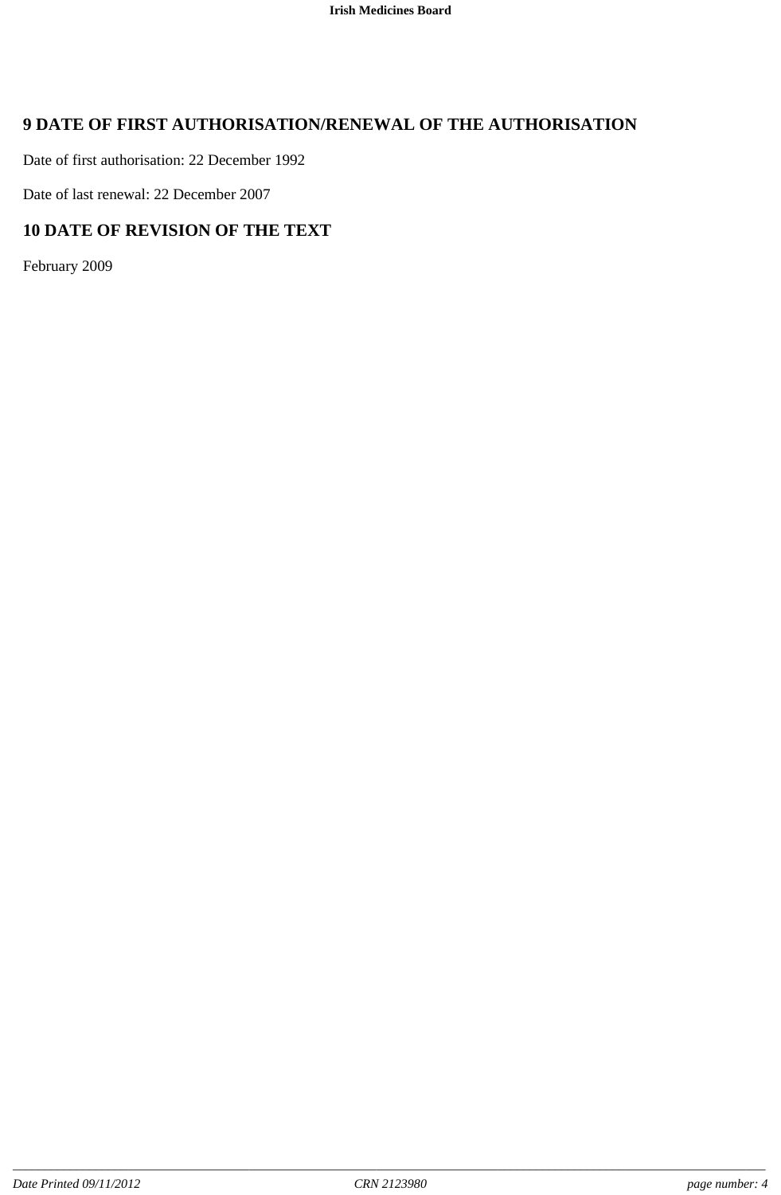## 9 DATE OF FIRST AUTHORISATION/RENEWAL OF THE AUTHORISATION

Date of first authorisation: 22 December 1992

Date of last renewal: 22 December 2007

## 10 DATE OF REVISION OF THE TEXT

February 2009